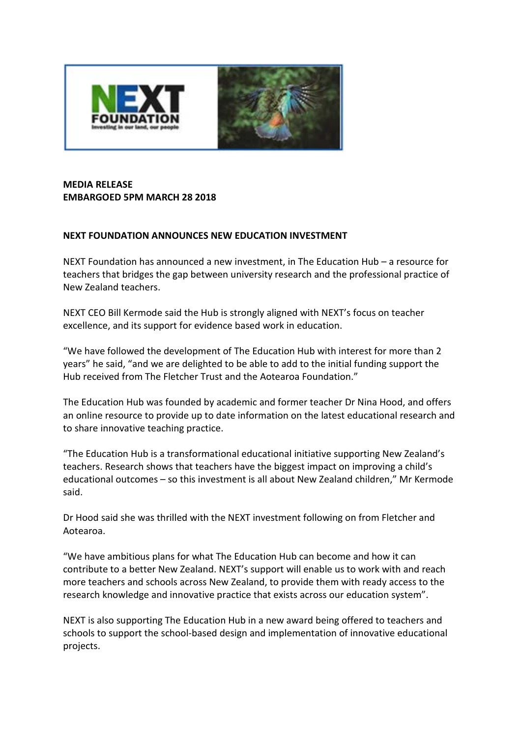**MEDIA RELEASE**
**EMBARGOED 5PM MARCH 28 2018**

**NEXT FOUNDATION ANNOUNCES NEW EDUCATION INVESTMENT**

NEXT Foundation has announced a new investment, in The Education Hub – a resource for teachers that bridges the gap between university research and the professional practice of New Zealand teachers.

NEXT CEO Bill Kermode said the Hub is strongly aligned with NEXT's focus on teacher excellence, and its support for evidence based work in education.

"We have followed the development of The Education Hub with interest for more than 2 years" he said, "and we are delighted to be able to add to the initial funding support the Hub received from The Fletcher Trust and the Aotearoa Foundation."

The Education Hub was founded by academic and former teacher Dr Nina Hood, and offers an online resource to provide up to date information on the latest educational research and to share innovative teaching practice.

"The Education Hub is a transformational educational initiative supporting New Zealand's teachers. Research shows that teachers have the biggest impact on improving a child's educational outcomes – so this investment is all about New Zealand children," Mr Kermode said.

Dr Hood said she was thrilled with the NEXT investment following on from Fletcher and Aotearoa.

"We have ambitious plans for what The Education Hub can become and how it can contribute to a better New Zealand. NEXT's support will enable us to work with and reach more teachers and schools across New Zealand, to provide them with ready access to the research knowledge and innovative practice that exists across our education system".

NEXT is also supporting The Education Hub in a new award being offered to teachers and schools to support the school-based design and implementation of innovative educational projects.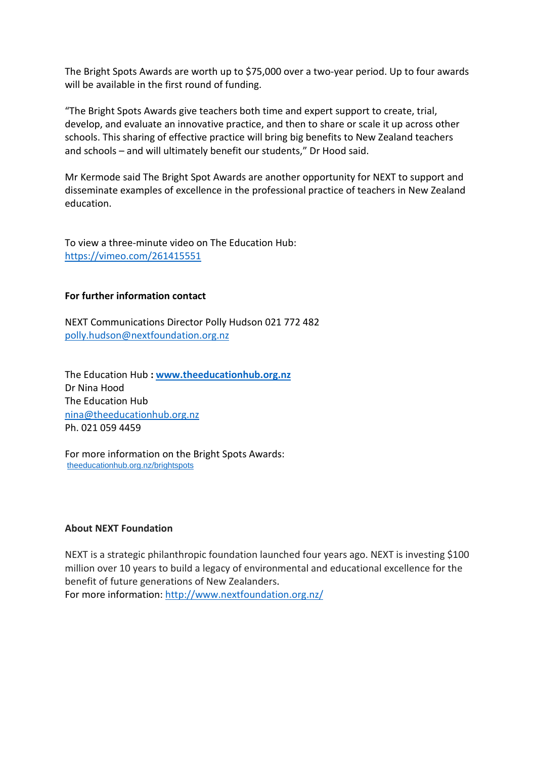The Bright Spots Awards are worth up to $75,000 over a two-year period. Up to four awards will be available in the first round of funding.

"The Bright Spots Awards give teachers both time and expert support to create, trial, develop, and evaluate an innovative practice, and then to share or scale it up across other schools. This sharing of effective practice will bring big benefits to New Zealand teachers and schools – and will ultimately benefit our students," Dr Hood said.

Mr Kermode said The Bright Spot Awards are another opportunity for NEXT to support and disseminate examples of excellence in the professional practice of teachers in New Zealand education.

To view a three-minute video on The Education Hub:
https://vimeo.com/261415551

**For further information contact**

NEXT Communications Director Polly Hudson 021 772 482
polly.hudson@nextfoundation.org.nz

The Education Hub **: www.theeducationhub.org.nz**
Dr Nina Hood
The Education Hub
nina@theeducationhub.org.nz
Ph. 021 059 4459

For more information on the Bright Spots Awards:
theeducationhub.org.nz/brightspots

**About NEXT Foundation**

NEXT is a strategic philanthropic foundation launched four years ago. NEXT is investing $100 million over 10 years to build a legacy of environmental and educational excellence for the benefit of future generations of New Zealanders.
For more information: http://www.nextfoundation.org.nz/